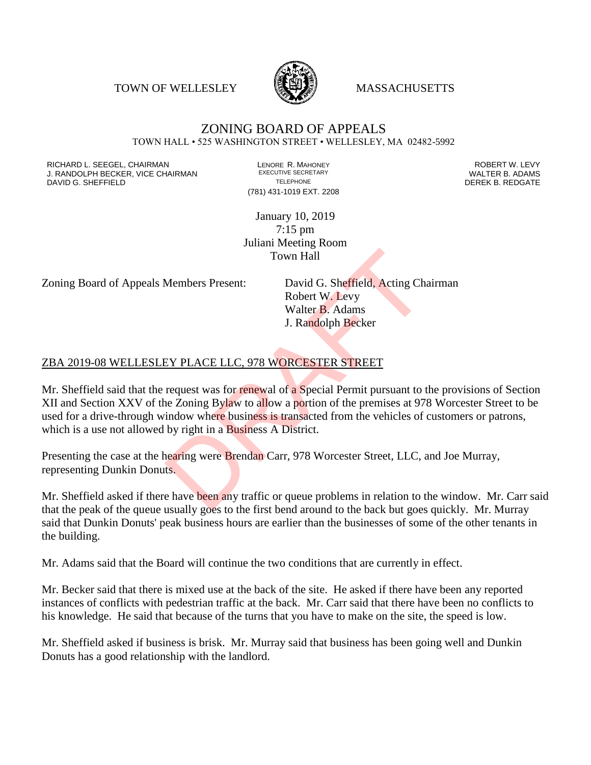TOWN OF WELLESLEY MASSACHUSETTS

# ZONING BOARD OF APPEALS

TOWN HALL • 525 WASHINGTON STREET • WELLESLEY, MA 02482-5992

RICHARD L. SEEGEL, CHAIRMAN
J. RANDOLPH BECKER, VICE CHAIRMAN
DAVID G. SHEFFIELD

LENORE R. MAHONEY
EXECUTIVE SECRETARY
TELEPHONE
(781) 431-1019 EXT. 2208

ROBERT W. LEVY
WALTER B. ADAMS
DEREK B. REDGATE

January 10, 2019
7:15 pm
Juliani Meeting Room
Town Hall

Zoning Board of Appeals Members Present: David G. Sheffield, Acting Chairman
Robert W. Levy
Walter B. Adams
J. Randolph Becker

ZBA 2019-08 WELLESLEY PLACE LLC, 978 WORCESTER STREET

Mr. Sheffield said that the request was for renewal of a Special Permit pursuant to the provisions of Section XII and Section XXV of the Zoning Bylaw to allow a portion of the premises at 978 Worcester Street to be used for a drive-through window where business is transacted from the vehicles of customers or patrons, which is a use not allowed by right in a Business A District.

Presenting the case at the hearing were Brendan Carr, 978 Worcester Street, LLC, and Joe Murray, representing Dunkin Donuts.

Mr. Sheffield asked if there have been any traffic or queue problems in relation to the window. Mr. Carr said that the peak of the queue usually goes to the first bend around to the back but goes quickly. Mr. Murray said that Dunkin Donuts' peak business hours are earlier than the businesses of some of the other tenants in the building.

Mr. Adams said that the Board will continue the two conditions that are currently in effect.

Mr. Becker said that there is mixed use at the back of the site. He asked if there have been any reported instances of conflicts with pedestrian traffic at the back. Mr. Carr said that there have been no conflicts to his knowledge. He said that because of the turns that you have to make on the site, the speed is low.

Mr. Sheffield asked if business is brisk. Mr. Murray said that business has been going well and Dunkin Donuts has a good relationship with the landlord.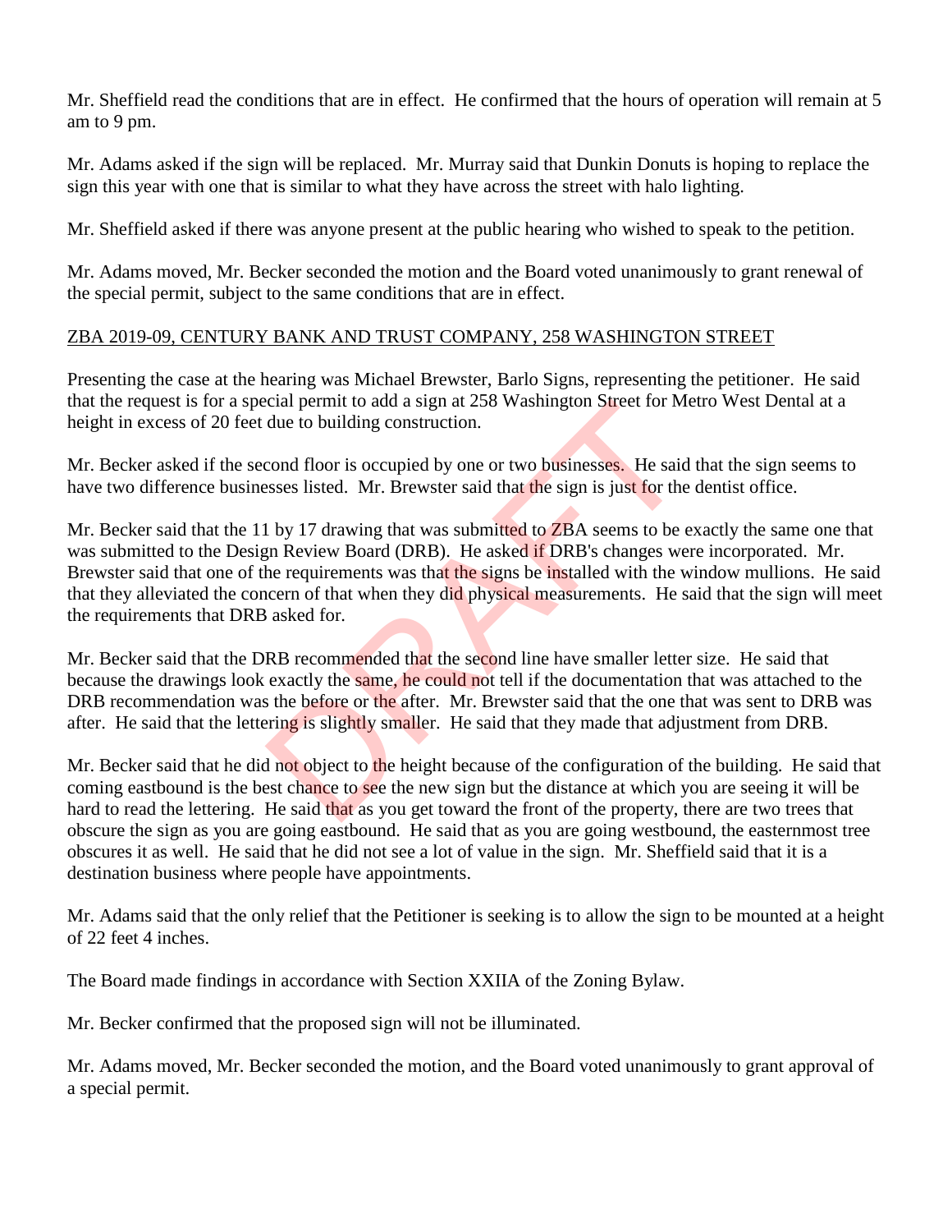Mr. Sheffield read the conditions that are in effect. He confirmed that the hours of operation will remain at 5 am to 9 pm.

Mr. Adams asked if the sign will be replaced. Mr. Murray said that Dunkin Donuts is hoping to replace the sign this year with one that is similar to what they have across the street with halo lighting.

Mr. Sheffield asked if there was anyone present at the public hearing who wished to speak to the petition.

Mr. Adams moved, Mr. Becker seconded the motion and the Board voted unanimously to grant renewal of the special permit, subject to the same conditions that are in effect.

ZBA 2019-09, CENTURY BANK AND TRUST COMPANY, 258 WASHINGTON STREET

Presenting the case at the hearing was Michael Brewster, Barlo Signs, representing the petitioner. He said that the request is for a special permit to add a sign at 258 Washington Street for Metro West Dental at a height in excess of 20 feet due to building construction.

Mr. Becker asked if the second floor is occupied by one or two businesses. He said that the sign seems to have two difference businesses listed. Mr. Brewster said that the sign is just for the dentist office.

Mr. Becker said that the 11 by 17 drawing that was submitted to ZBA seems to be exactly the same one that was submitted to the Design Review Board (DRB). He asked if DRB's changes were incorporated. Mr. Brewster said that one of the requirements was that the signs be installed with the window mullions. He said that they alleviated the concern of that when they did physical measurements. He said that the sign will meet the requirements that DRB asked for.

Mr. Becker said that the DRB recommended that the second line have smaller letter size. He said that because the drawings look exactly the same, he could not tell if the documentation that was attached to the DRB recommendation was the before or the after. Mr. Brewster said that the one that was sent to DRB was after. He said that the lettering is slightly smaller. He said that they made that adjustment from DRB.

Mr. Becker said that he did not object to the height because of the configuration of the building. He said that coming eastbound is the best chance to see the new sign but the distance at which you are seeing it will be hard to read the lettering. He said that as you get toward the front of the property, there are two trees that obscure the sign as you are going eastbound. He said that as you are going westbound, the easternmost tree obscures it as well. He said that he did not see a lot of value in the sign. Mr. Sheffield said that it is a destination business where people have appointments.

Mr. Adams said that the only relief that the Petitioner is seeking is to allow the sign to be mounted at a height of 22 feet 4 inches.

The Board made findings in accordance with Section XXIIA of the Zoning Bylaw.

Mr. Becker confirmed that the proposed sign will not be illuminated.

Mr. Adams moved, Mr. Becker seconded the motion, and the Board voted unanimously to grant approval of a special permit.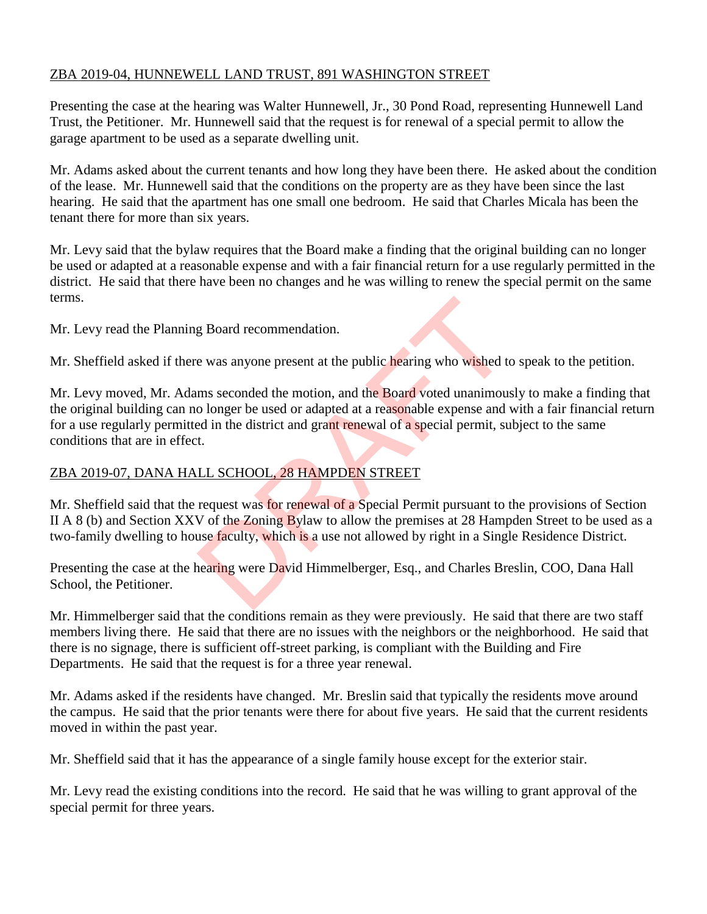ZBA 2019-04, HUNNEWELL LAND TRUST, 891 WASHINGTON STREET

Presenting the case at the hearing was Walter Hunnewell, Jr., 30 Pond Road, representing Hunnewell Land Trust, the Petitioner. Mr. Hunnewell said that the request is for renewal of a special permit to allow the garage apartment to be used as a separate dwelling unit.

Mr. Adams asked about the current tenants and how long they have been there. He asked about the condition of the lease. Mr. Hunnewell said that the conditions on the property are as they have been since the last hearing. He said that the apartment has one small one bedroom. He said that Charles Micala has been the tenant there for more than six years.

Mr. Levy said that the bylaw requires that the Board make a finding that the original building can no longer be used or adapted at a reasonable expense and with a fair financial return for a use regularly permitted in the district. He said that there have been no changes and he was willing to renew the special permit on the same terms.

Mr. Levy read the Planning Board recommendation.

Mr. Sheffield asked if there was anyone present at the public hearing who wished to speak to the petition.

Mr. Levy moved, Mr. Adams seconded the motion, and the Board voted unanimously to make a finding that the original building can no longer be used or adapted at a reasonable expense and with a fair financial return for a use regularly permitted in the district and grant renewal of a special permit, subject to the same conditions that are in effect.

ZBA 2019-07, DANA HALL SCHOOL, 28 HAMPDEN STREET

Mr. Sheffield said that the request was for renewal of a Special Permit pursuant to the provisions of Section II A 8 (b) and Section XXV of the Zoning Bylaw to allow the premises at 28 Hampden Street to be used as a two-family dwelling to house faculty, which is a use not allowed by right in a Single Residence District.

Presenting the case at the hearing were David Himmelberger, Esq., and Charles Breslin, COO, Dana Hall School, the Petitioner.

Mr. Himmelberger said that the conditions remain as they were previously. He said that there are two staff members living there. He said that there are no issues with the neighbors or the neighborhood. He said that there is no signage, there is sufficient off-street parking, is compliant with the Building and Fire Departments. He said that the request is for a three year renewal.

Mr. Adams asked if the residents have changed. Mr. Breslin said that typically the residents move around the campus. He said that the prior tenants were there for about five years. He said that the current residents moved in within the past year.

Mr. Sheffield said that it has the appearance of a single family house except for the exterior stair.

Mr. Levy read the existing conditions into the record. He said that he was willing to grant approval of the special permit for three years.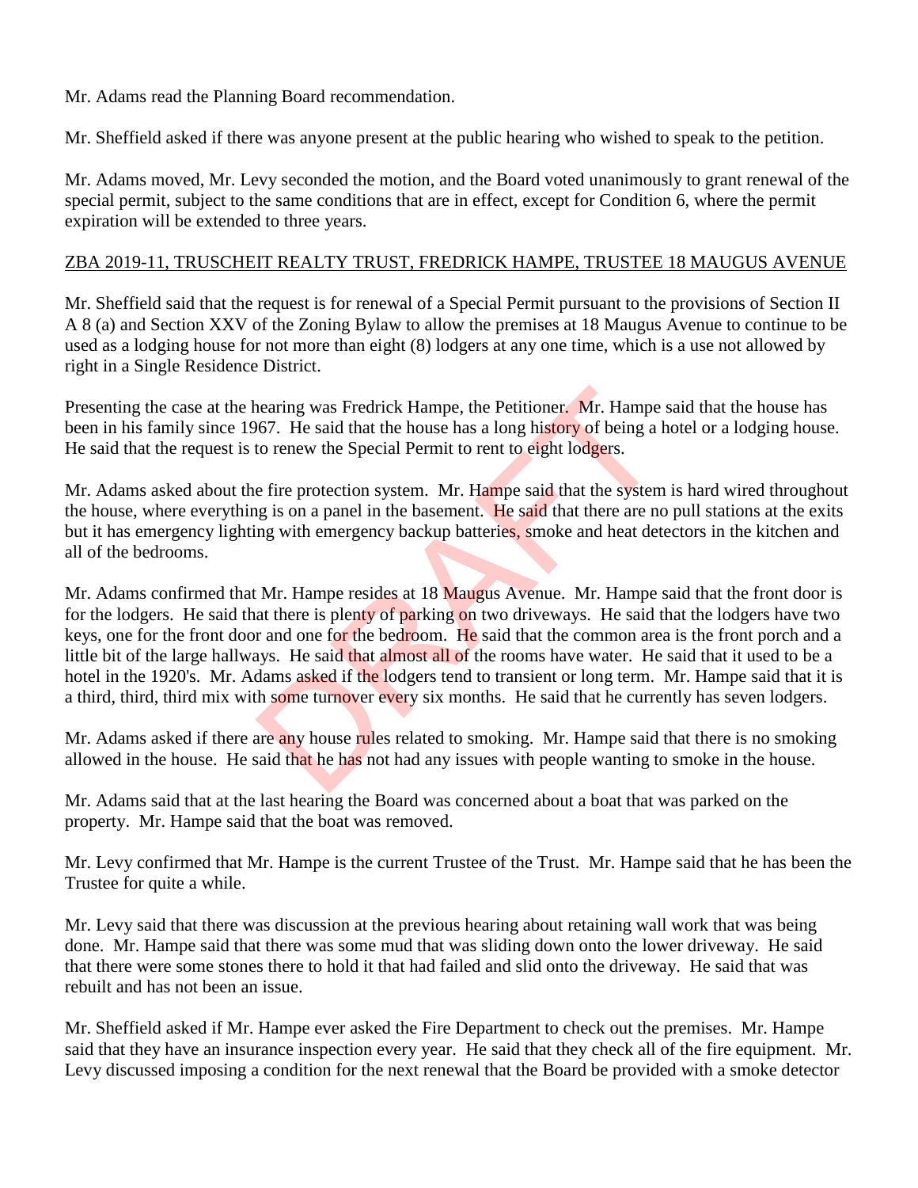Mr. Adams read the Planning Board recommendation.

Mr. Sheffield asked if there was anyone present at the public hearing who wished to speak to the petition.

Mr. Adams moved, Mr. Levy seconded the motion, and the Board voted unanimously to grant renewal of the special permit, subject to the same conditions that are in effect, except for Condition 6, where the permit expiration will be extended to three years.

ZBA 2019-11, TRUSCHEIT REALTY TRUST, FREDRICK HAMPE, TRUSTEE 18 MAUGUS AVENUE

Mr. Sheffield said that the request is for renewal of a Special Permit pursuant to the provisions of Section II A 8 (a) and Section XXV of the Zoning Bylaw to allow the premises at 18 Maugus Avenue to continue to be used as a lodging house for not more than eight (8) lodgers at any one time, which is a use not allowed by right in a Single Residence District.

Presenting the case at the hearing was Fredrick Hampe, the Petitioner. Mr. Hampe said that the house has been in his family since 1967. He said that the house has a long history of being a hotel or a lodging house. He said that the request is to renew the Special Permit to rent to eight lodgers.

Mr. Adams asked about the fire protection system. Mr. Hampe said that the system is hard wired throughout the house, where everything is on a panel in the basement. He said that there are no pull stations at the exits but it has emergency lighting with emergency backup batteries, smoke and heat detectors in the kitchen and all of the bedrooms.

Mr. Adams confirmed that Mr. Hampe resides at 18 Maugus Avenue. Mr. Hampe said that the front door is for the lodgers. He said that there is plenty of parking on two driveways. He said that the lodgers have two keys, one for the front door and one for the bedroom. He said that the common area is the front porch and a little bit of the large hallways. He said that almost all of the rooms have water. He said that it used to be a hotel in the 1920's. Mr. Adams asked if the lodgers tend to transient or long term. Mr. Hampe said that it is a third, third, third mix with some turnover every six months. He said that he currently has seven lodgers.

Mr. Adams asked if there are any house rules related to smoking. Mr. Hampe said that there is no smoking allowed in the house. He said that he has not had any issues with people wanting to smoke in the house.

Mr. Adams said that at the last hearing the Board was concerned about a boat that was parked on the property. Mr. Hampe said that the boat was removed.

Mr. Levy confirmed that Mr. Hampe is the current Trustee of the Trust. Mr. Hampe said that he has been the Trustee for quite a while.

Mr. Levy said that there was discussion at the previous hearing about retaining wall work that was being done. Mr. Hampe said that there was some mud that was sliding down onto the lower driveway. He said that there were some stones there to hold it that had failed and slid onto the driveway. He said that was rebuilt and has not been an issue.

Mr. Sheffield asked if Mr. Hampe ever asked the Fire Department to check out the premises. Mr. Hampe said that they have an insurance inspection every year. He said that they check all of the fire equipment. Mr. Levy discussed imposing a condition for the next renewal that the Board be provided with a smoke detector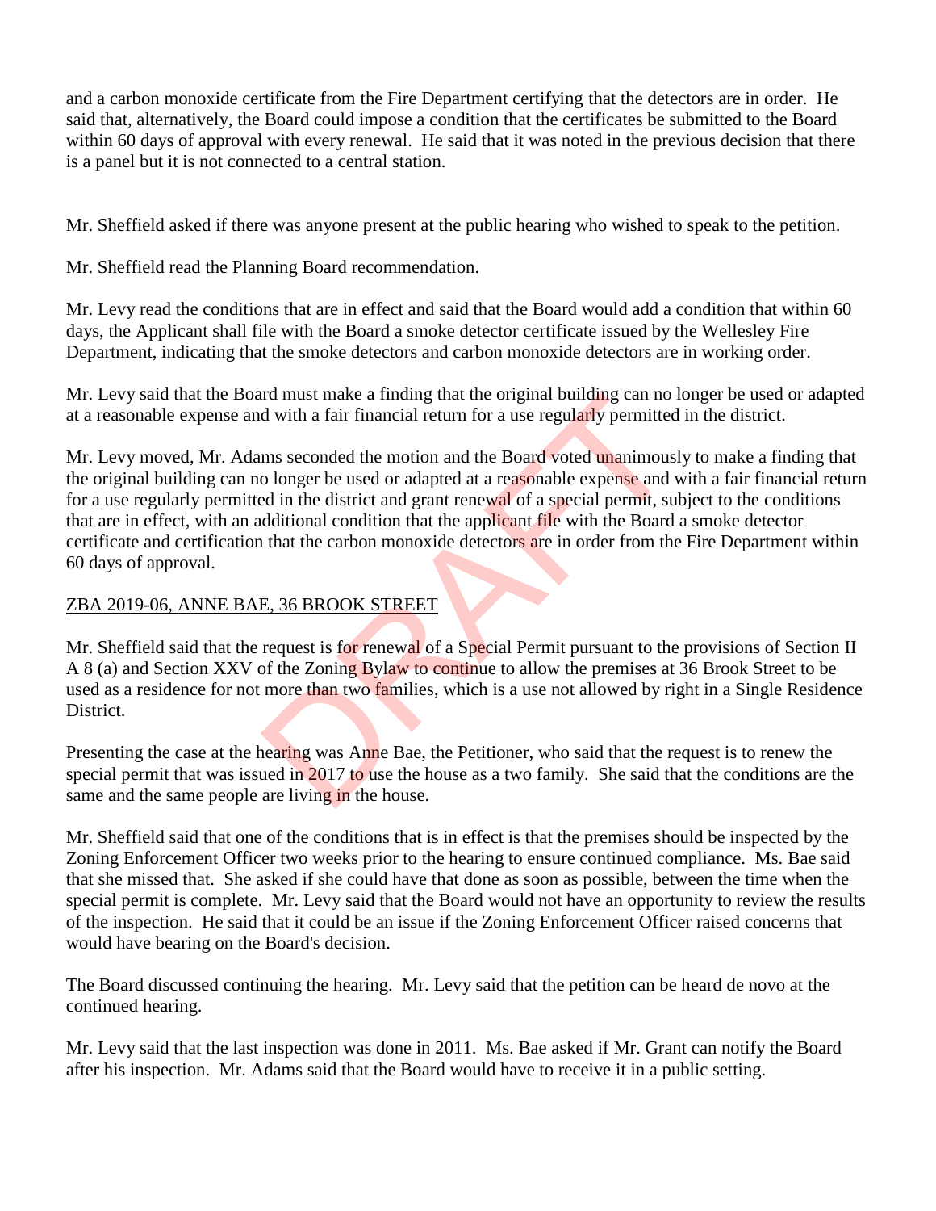and a carbon monoxide certificate from the Fire Department certifying that the detectors are in order. He said that, alternatively, the Board could impose a condition that the certificates be submitted to the Board within 60 days of approval with every renewal. He said that it was noted in the previous decision that there is a panel but it is not connected to a central station.

Mr. Sheffield asked if there was anyone present at the public hearing who wished to speak to the petition.

Mr. Sheffield read the Planning Board recommendation.

Mr. Levy read the conditions that are in effect and said that the Board would add a condition that within 60 days, the Applicant shall file with the Board a smoke detector certificate issued by the Wellesley Fire Department, indicating that the smoke detectors and carbon monoxide detectors are in working order.

Mr. Levy said that the Board must make a finding that the original building can no longer be used or adapted at a reasonable expense and with a fair financial return for a use regularly permitted in the district.

Mr. Levy moved, Mr. Adams seconded the motion and the Board voted unanimously to make a finding that the original building can no longer be used or adapted at a reasonable expense and with a fair financial return for a use regularly permitted in the district and grant renewal of a special permit, subject to the conditions that are in effect, with an additional condition that the applicant file with the Board a smoke detector certificate and certification that the carbon monoxide detectors are in order from the Fire Department within 60 days of approval.

ZBA 2019-06, ANNE BAE, 36 BROOK STREET

Mr. Sheffield said that the request is for renewal of a Special Permit pursuant to the provisions of Section II A 8 (a) and Section XXV of the Zoning Bylaw to continue to allow the premises at 36 Brook Street to be used as a residence for not more than two families, which is a use not allowed by right in a Single Residence District.

Presenting the case at the hearing was Anne Bae, the Petitioner, who said that the request is to renew the special permit that was issued in 2017 to use the house as a two family. She said that the conditions are the same and the same people are living in the house.

Mr. Sheffield said that one of the conditions that is in effect is that the premises should be inspected by the Zoning Enforcement Officer two weeks prior to the hearing to ensure continued compliance. Ms. Bae said that she missed that. She asked if she could have that done as soon as possible, between the time when the special permit is complete. Mr. Levy said that the Board would not have an opportunity to review the results of the inspection. He said that it could be an issue if the Zoning Enforcement Officer raised concerns that would have bearing on the Board's decision.

The Board discussed continuing the hearing. Mr. Levy said that the petition can be heard de novo at the continued hearing.

Mr. Levy said that the last inspection was done in 2011. Ms. Bae asked if Mr. Grant can notify the Board after his inspection. Mr. Adams said that the Board would have to receive it in a public setting.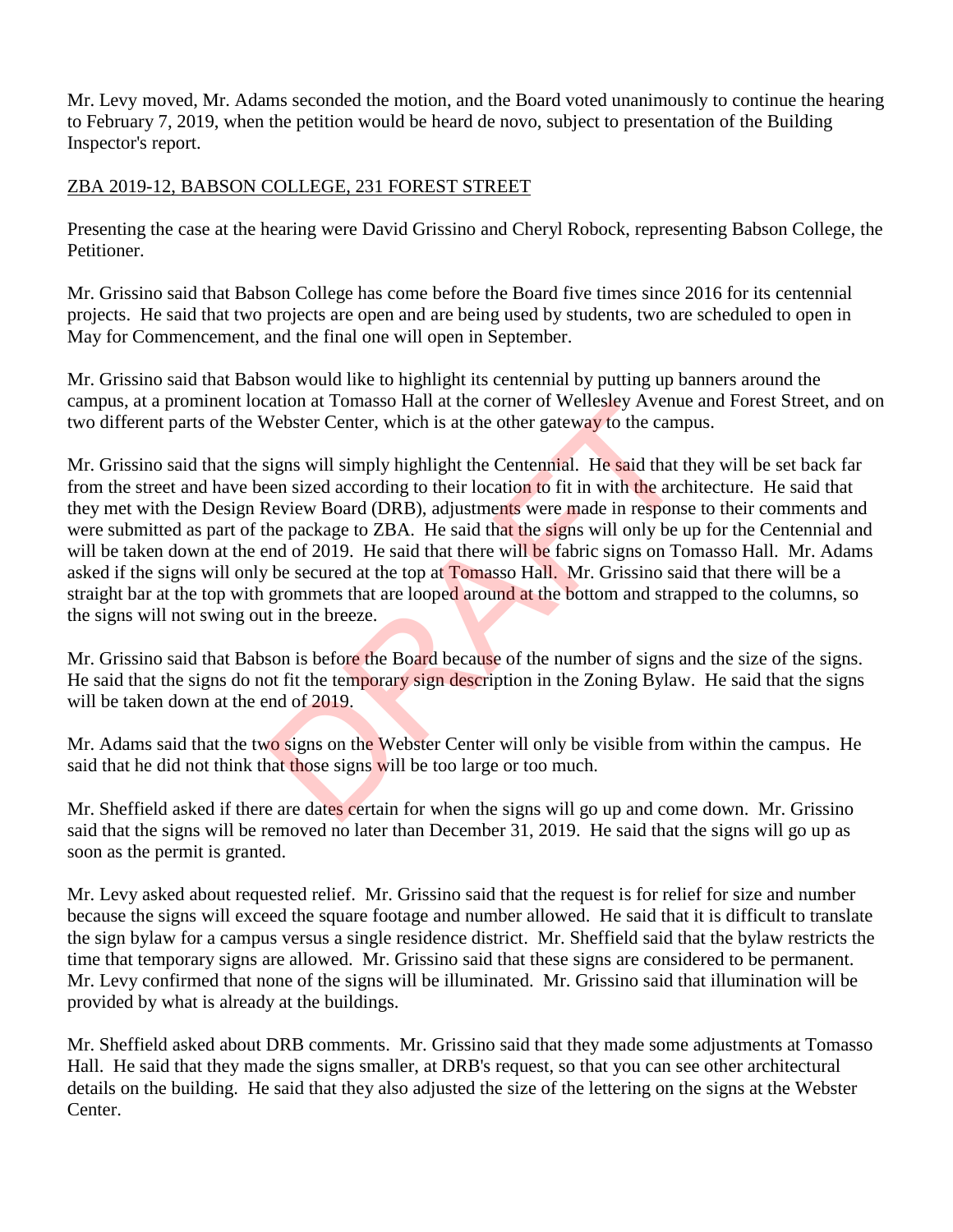Mr. Levy moved, Mr. Adams seconded the motion, and the Board voted unanimously to continue the hearing to February 7, 2019, when the petition would be heard de novo, subject to presentation of the Building Inspector's report.

ZBA 2019-12, BABSON COLLEGE, 231 FOREST STREET

Presenting the case at the hearing were David Grissino and Cheryl Robock, representing Babson College, the Petitioner.

Mr. Grissino said that Babson College has come before the Board five times since 2016 for its centennial projects. He said that two projects are open and are being used by students, two are scheduled to open in May for Commencement, and the final one will open in September.

Mr. Grissino said that Babson would like to highlight its centennial by putting up banners around the campus, at a prominent location at Tomasso Hall at the corner of Wellesley Avenue and Forest Street, and on two different parts of the Webster Center, which is at the other gateway to the campus.

Mr. Grissino said that the signs will simply highlight the Centennial. He said that they will be set back far from the street and have been sized according to their location to fit in with the architecture. He said that they met with the Design Review Board (DRB), adjustments were made in response to their comments and were submitted as part of the package to ZBA. He said that the signs will only be up for the Centennial and will be taken down at the end of 2019. He said that there will be fabric signs on Tomasso Hall. Mr. Adams asked if the signs will only be secured at the top at Tomasso Hall. Mr. Grissino said that there will be a straight bar at the top with grommets that are looped around at the bottom and strapped to the columns, so the signs will not swing out in the breeze.

Mr. Grissino said that Babson is before the Board because of the number of signs and the size of the signs. He said that the signs do not fit the temporary sign description in the Zoning Bylaw. He said that the signs will be taken down at the end of 2019.

Mr. Adams said that the two signs on the Webster Center will only be visible from within the campus. He said that he did not think that those signs will be too large or too much.

Mr. Sheffield asked if there are dates certain for when the signs will go up and come down. Mr. Grissino said that the signs will be removed no later than December 31, 2019. He said that the signs will go up as soon as the permit is granted.

Mr. Levy asked about requested relief. Mr. Grissino said that the request is for relief for size and number because the signs will exceed the square footage and number allowed. He said that it is difficult to translate the sign bylaw for a campus versus a single residence district. Mr. Sheffield said that the bylaw restricts the time that temporary signs are allowed. Mr. Grissino said that these signs are considered to be permanent. Mr. Levy confirmed that none of the signs will be illuminated. Mr. Grissino said that illumination will be provided by what is already at the buildings.

Mr. Sheffield asked about DRB comments. Mr. Grissino said that they made some adjustments at Tomasso Hall. He said that they made the signs smaller, at DRB's request, so that you can see other architectural details on the building. He said that they also adjusted the size of the lettering on the signs at the Webster Center.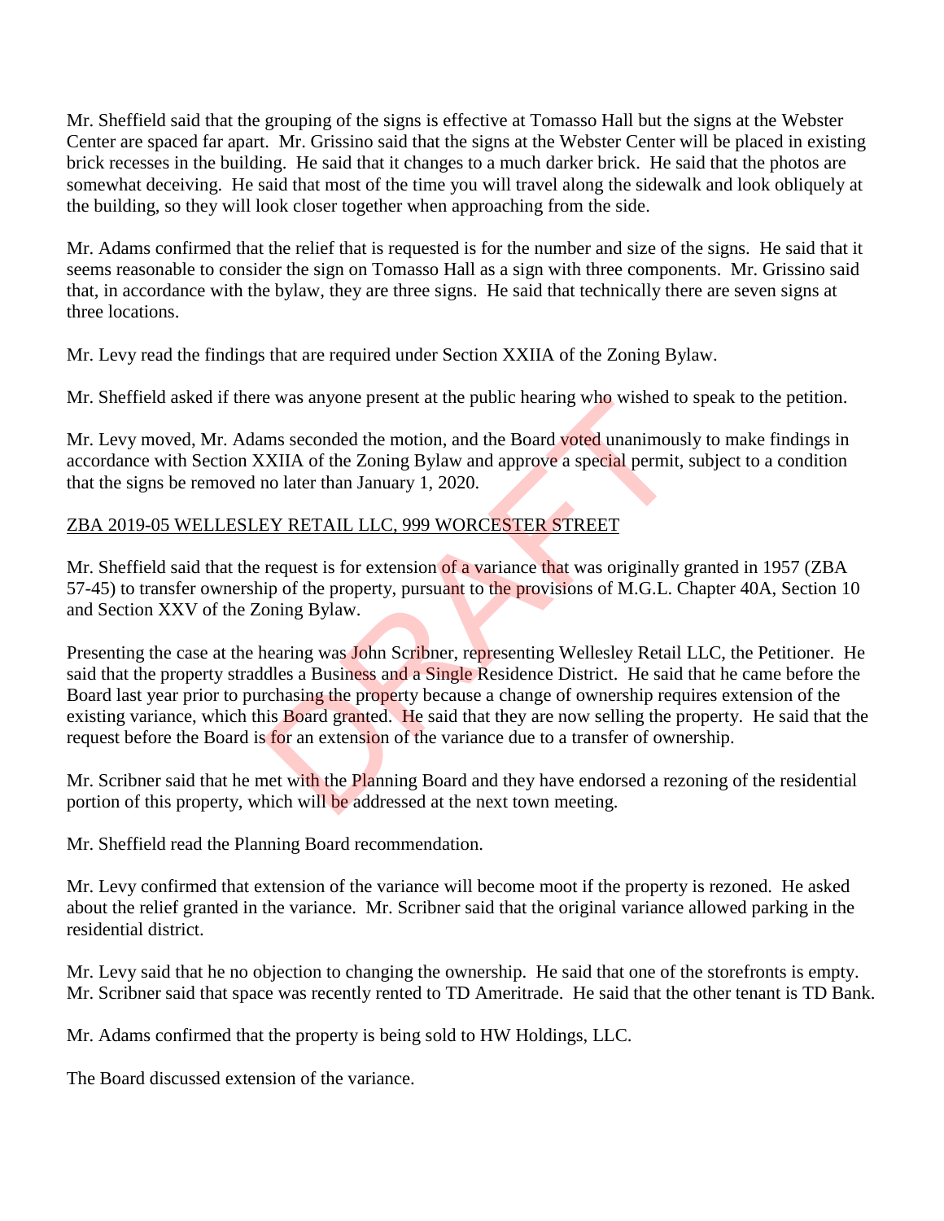Mr. Sheffield said that the grouping of the signs is effective at Tomasso Hall but the signs at the Webster Center are spaced far apart. Mr. Grissino said that the signs at the Webster Center will be placed in existing brick recesses in the building. He said that it changes to a much darker brick. He said that the photos are somewhat deceiving. He said that most of the time you will travel along the sidewalk and look obliquely at the building, so they will look closer together when approaching from the side.

Mr. Adams confirmed that the relief that is requested is for the number and size of the signs. He said that it seems reasonable to consider the sign on Tomasso Hall as a sign with three components. Mr. Grissino said that, in accordance with the bylaw, they are three signs. He said that technically there are seven signs at three locations.

Mr. Levy read the findings that are required under Section XXIIA of the Zoning Bylaw.

Mr. Sheffield asked if there was anyone present at the public hearing who wished to speak to the petition.

Mr. Levy moved, Mr. Adams seconded the motion, and the Board voted unanimously to make findings in accordance with Section XXIIA of the Zoning Bylaw and approve a special permit, subject to a condition that the signs be removed no later than January 1, 2020.

ZBA 2019-05 WELLESLEY RETAIL LLC, 999 WORCESTER STREET

Mr. Sheffield said that the request is for extension of a variance that was originally granted in 1957 (ZBA 57-45) to transfer ownership of the property, pursuant to the provisions of M.G.L. Chapter 40A, Section 10 and Section XXV of the Zoning Bylaw.

Presenting the case at the hearing was John Scribner, representing Wellesley Retail LLC, the Petitioner. He said that the property straddles a Business and a Single Residence District. He said that he came before the Board last year prior to purchasing the property because a change of ownership requires extension of the existing variance, which this Board granted. He said that they are now selling the property. He said that the request before the Board is for an extension of the variance due to a transfer of ownership.

Mr. Scribner said that he met with the Planning Board and they have endorsed a rezoning of the residential portion of this property, which will be addressed at the next town meeting.

Mr. Sheffield read the Planning Board recommendation.

Mr. Levy confirmed that extension of the variance will become moot if the property is rezoned. He asked about the relief granted in the variance. Mr. Scribner said that the original variance allowed parking in the residential district.

Mr. Levy said that he no objection to changing the ownership. He said that one of the storefronts is empty. Mr. Scribner said that space was recently rented to TD Ameritrade. He said that the other tenant is TD Bank.

Mr. Adams confirmed that the property is being sold to HW Holdings, LLC.

The Board discussed extension of the variance.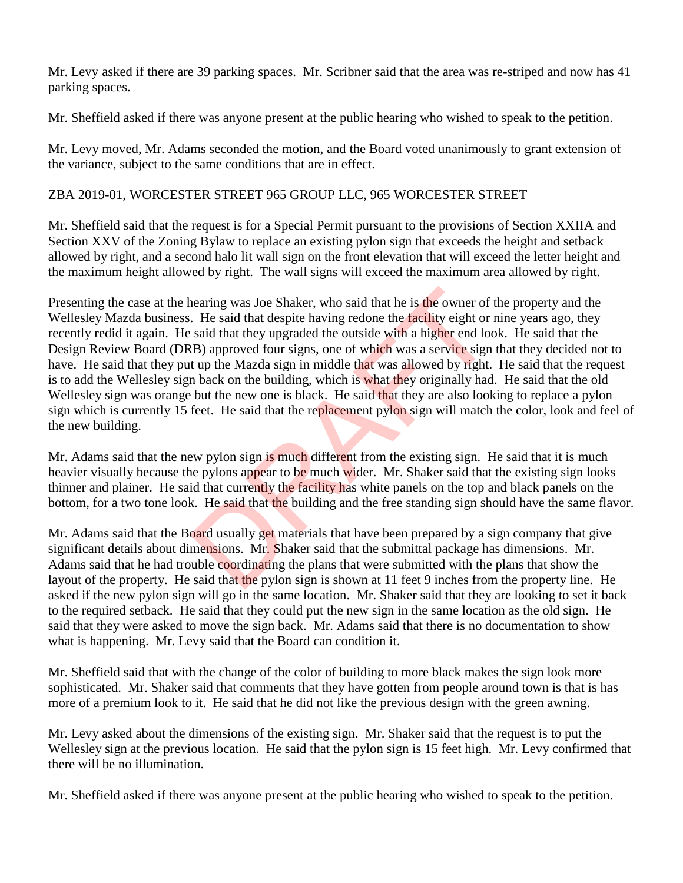Mr. Levy asked if there are 39 parking spaces. Mr. Scribner said that the area was re-striped and now has 41 parking spaces.

Mr. Sheffield asked if there was anyone present at the public hearing who wished to speak to the petition.

Mr. Levy moved, Mr. Adams seconded the motion, and the Board voted unanimously to grant extension of the variance, subject to the same conditions that are in effect.

ZBA 2019-01, WORCESTER STREET 965 GROUP LLC, 965 WORCESTER STREET

Mr. Sheffield said that the request is for a Special Permit pursuant to the provisions of Section XXIIA and Section XXV of the Zoning Bylaw to replace an existing pylon sign that exceeds the height and setback allowed by right, and a second halo lit wall sign on the front elevation that will exceed the letter height and the maximum height allowed by right. The wall signs will exceed the maximum area allowed by right.

Presenting the case at the hearing was Joe Shaker, who said that he is the owner of the property and the Wellesley Mazda business. He said that despite having redone the facility eight or nine years ago, they recently redid it again. He said that they upgraded the outside with a higher end look. He said that the Design Review Board (DRB) approved four signs, one of which was a service sign that they decided not to have. He said that they put up the Mazda sign in middle that was allowed by right. He said that the request is to add the Wellesley sign back on the building, which is what they originally had. He said that the old Wellesley sign was orange but the new one is black. He said that they are also looking to replace a pylon sign which is currently 15 feet. He said that the replacement pylon sign will match the color, look and feel of the new building.

Mr. Adams said that the new pylon sign is much different from the existing sign. He said that it is much heavier visually because the pylons appear to be much wider. Mr. Shaker said that the existing sign looks thinner and plainer. He said that currently the facility has white panels on the top and black panels on the bottom, for a two tone look. He said that the building and the free standing sign should have the same flavor.

Mr. Adams said that the Board usually get materials that have been prepared by a sign company that give significant details about dimensions. Mr. Shaker said that the submittal package has dimensions. Mr. Adams said that he had trouble coordinating the plans that were submitted with the plans that show the layout of the property. He said that the pylon sign is shown at 11 feet 9 inches from the property line. He asked if the new pylon sign will go in the same location. Mr. Shaker said that they are looking to set it back to the required setback. He said that they could put the new sign in the same location as the old sign. He said that they were asked to move the sign back. Mr. Adams said that there is no documentation to show what is happening. Mr. Levy said that the Board can condition it.

Mr. Sheffield said that with the change of the color of building to more black makes the sign look more sophisticated. Mr. Shaker said that comments that they have gotten from people around town is that is has more of a premium look to it. He said that he did not like the previous design with the green awning.

Mr. Levy asked about the dimensions of the existing sign. Mr. Shaker said that the request is to put the Wellesley sign at the previous location. He said that the pylon sign is 15 feet high. Mr. Levy confirmed that there will be no illumination.

Mr. Sheffield asked if there was anyone present at the public hearing who wished to speak to the petition.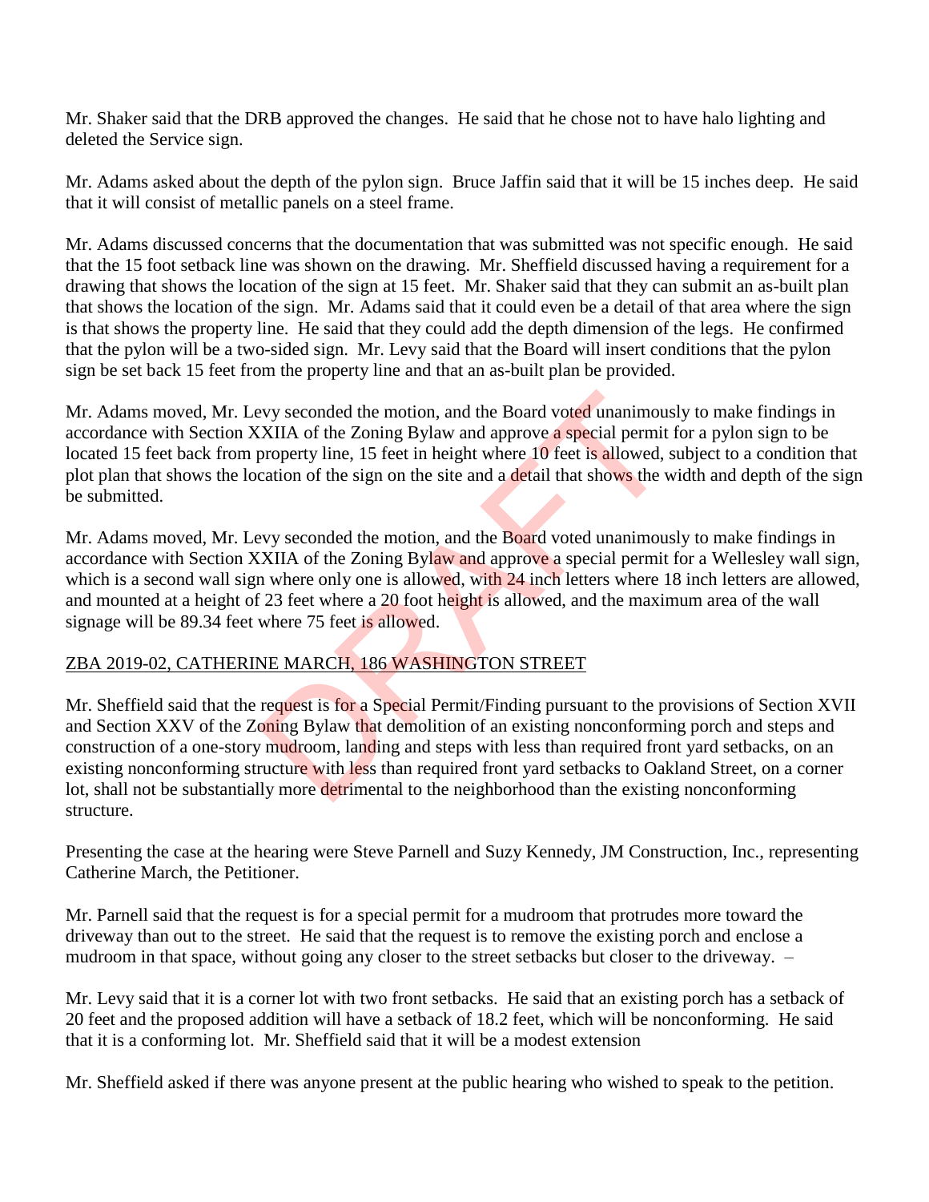Mr. Shaker said that the DRB approved the changes. He said that he chose not to have halo lighting and deleted the Service sign.

Mr. Adams asked about the depth of the pylon sign. Bruce Jaffin said that it will be 15 inches deep. He said that it will consist of metallic panels on a steel frame.

Mr. Adams discussed concerns that the documentation that was submitted was not specific enough. He said that the 15 foot setback line was shown on the drawing. Mr. Sheffield discussed having a requirement for a drawing that shows the location of the sign at 15 feet. Mr. Shaker said that they can submit an as-built plan that shows the location of the sign. Mr. Adams said that it could even be a detail of that area where the sign is that shows the property line. He said that they could add the depth dimension of the legs. He confirmed that the pylon will be a two-sided sign. Mr. Levy said that the Board will insert conditions that the pylon sign be set back 15 feet from the property line and that an as-built plan be provided.

Mr. Adams moved, Mr. Levy seconded the motion, and the Board voted unanimously to make findings in accordance with Section XXIIA of the Zoning Bylaw and approve a special permit for a pylon sign to be located 15 feet back from property line, 15 feet in height where 10 feet is allowed, subject to a condition that plot plan that shows the location of the sign on the site and a detail that shows the width and depth of the sign be submitted.

Mr. Adams moved, Mr. Levy seconded the motion, and the Board voted unanimously to make findings in accordance with Section XXIIA of the Zoning Bylaw and approve a special permit for a Wellesley wall sign, which is a second wall sign where only one is allowed, with 24 inch letters where 18 inch letters are allowed, and mounted at a height of 23 feet where a 20 foot height is allowed, and the maximum area of the wall signage will be 89.34 feet where 75 feet is allowed.

ZBA 2019-02, CATHERINE MARCH, 186 WASHINGTON STREET

Mr. Sheffield said that the request is for a Special Permit/Finding pursuant to the provisions of Section XVII and Section XXV of the Zoning Bylaw that demolition of an existing nonconforming porch and steps and construction of a one-story mudroom, landing and steps with less than required front yard setbacks, on an existing nonconforming structure with less than required front yard setbacks to Oakland Street, on a corner lot, shall not be substantially more detrimental to the neighborhood than the existing nonconforming structure.

Presenting the case at the hearing were Steve Parnell and Suzy Kennedy, JM Construction, Inc., representing Catherine March, the Petitioner.

Mr. Parnell said that the request is for a special permit for a mudroom that protrudes more toward the driveway than out to the street. He said that the request is to remove the existing porch and enclose a mudroom in that space, without going any closer to the street setbacks but closer to the driveway. –

Mr. Levy said that it is a corner lot with two front setbacks. He said that an existing porch has a setback of 20 feet and the proposed addition will have a setback of 18.2 feet, which will be nonconforming. He said that it is a conforming lot. Mr. Sheffield said that it will be a modest extension

Mr. Sheffield asked if there was anyone present at the public hearing who wished to speak to the petition.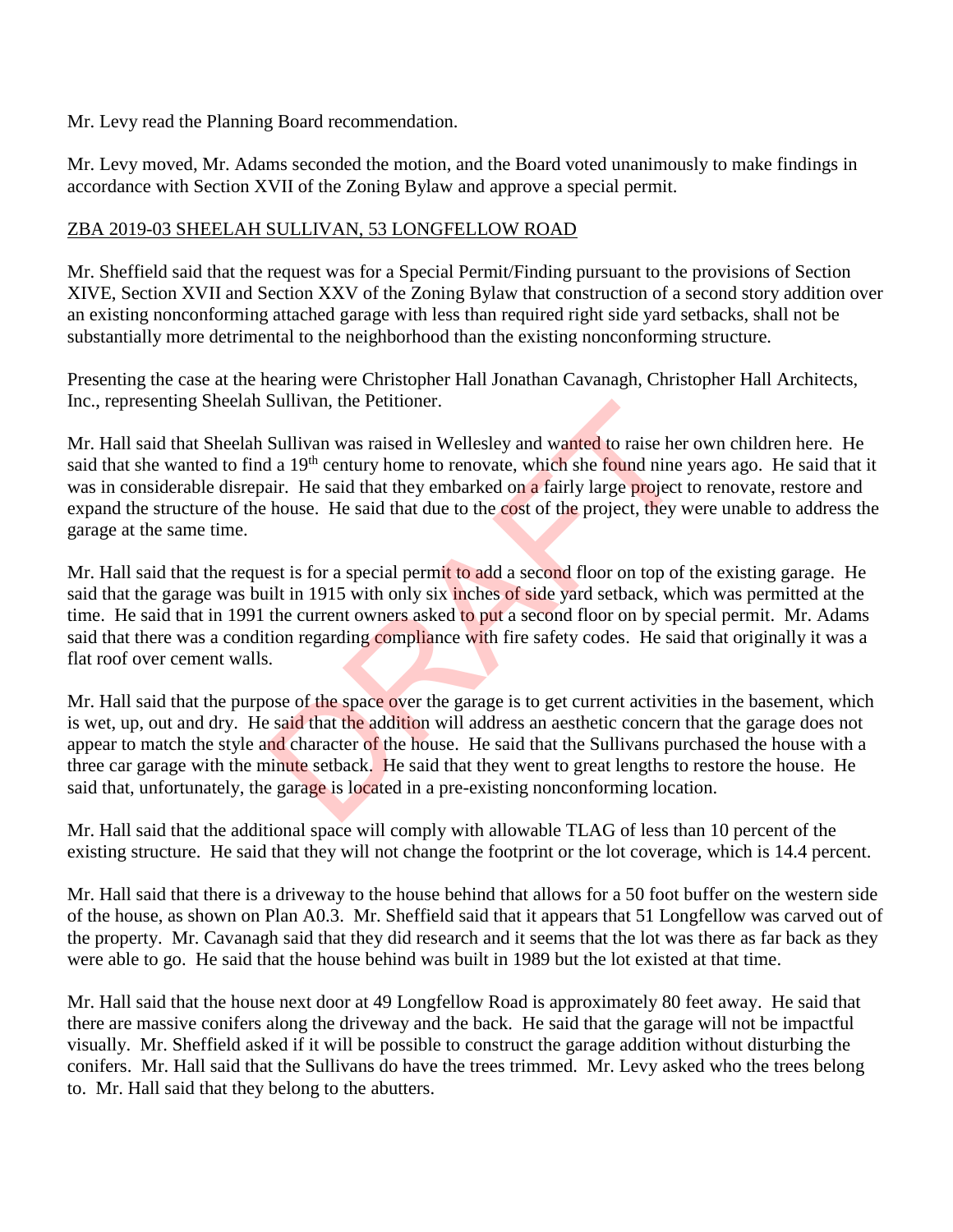Mr. Levy read the Planning Board recommendation.

Mr. Levy moved, Mr. Adams seconded the motion, and the Board voted unanimously to make findings in accordance with Section XVII of the Zoning Bylaw and approve a special permit.

ZBA 2019-03 SHEELAH SULLIVAN, 53 LONGFELLOW ROAD

Mr. Sheffield said that the request was for a Special Permit/Finding pursuant to the provisions of Section XIVE, Section XVII and Section XXV of the Zoning Bylaw that construction of a second story addition over an existing nonconforming attached garage with less than required right side yard setbacks, shall not be substantially more detrimental to the neighborhood than the existing nonconforming structure.

Presenting the case at the hearing were Christopher Hall Jonathan Cavanagh, Christopher Hall Architects, Inc., representing Sheelah Sullivan, the Petitioner.

Mr. Hall said that Sheelah Sullivan was raised in Wellesley and wanted to raise her own children here. He said that she wanted to find a 19th century home to renovate, which she found nine years ago. He said that it was in considerable disrepair. He said that they embarked on a fairly large project to renovate, restore and expand the structure of the house. He said that due to the cost of the project, they were unable to address the garage at the same time.

Mr. Hall said that the request is for a special permit to add a second floor on top of the existing garage. He said that the garage was built in 1915 with only six inches of side yard setback, which was permitted at the time. He said that in 1991 the current owners asked to put a second floor on by special permit. Mr. Adams said that there was a condition regarding compliance with fire safety codes. He said that originally it was a flat roof over cement walls.

Mr. Hall said that the purpose of the space over the garage is to get current activities in the basement, which is wet, up, out and dry. He said that the addition will address an aesthetic concern that the garage does not appear to match the style and character of the house. He said that the Sullivans purchased the house with a three car garage with the minute setback. He said that they went to great lengths to restore the house. He said that, unfortunately, the garage is located in a pre-existing nonconforming location.

Mr. Hall said that the additional space will comply with allowable TLAG of less than 10 percent of the existing structure. He said that they will not change the footprint or the lot coverage, which is 14.4 percent.

Mr. Hall said that there is a driveway to the house behind that allows for a 50 foot buffer on the western side of the house, as shown on Plan A0.3. Mr. Sheffield said that it appears that 51 Longfellow was carved out of the property. Mr. Cavanagh said that they did research and it seems that the lot was there as far back as they were able to go. He said that the house behind was built in 1989 but the lot existed at that time.

Mr. Hall said that the house next door at 49 Longfellow Road is approximately 80 feet away. He said that there are massive conifers along the driveway and the back. He said that the garage will not be impactful visually. Mr. Sheffield asked if it will be possible to construct the garage addition without disturbing the conifers. Mr. Hall said that the Sullivans do have the trees trimmed. Mr. Levy asked who the trees belong to. Mr. Hall said that they belong to the abutters.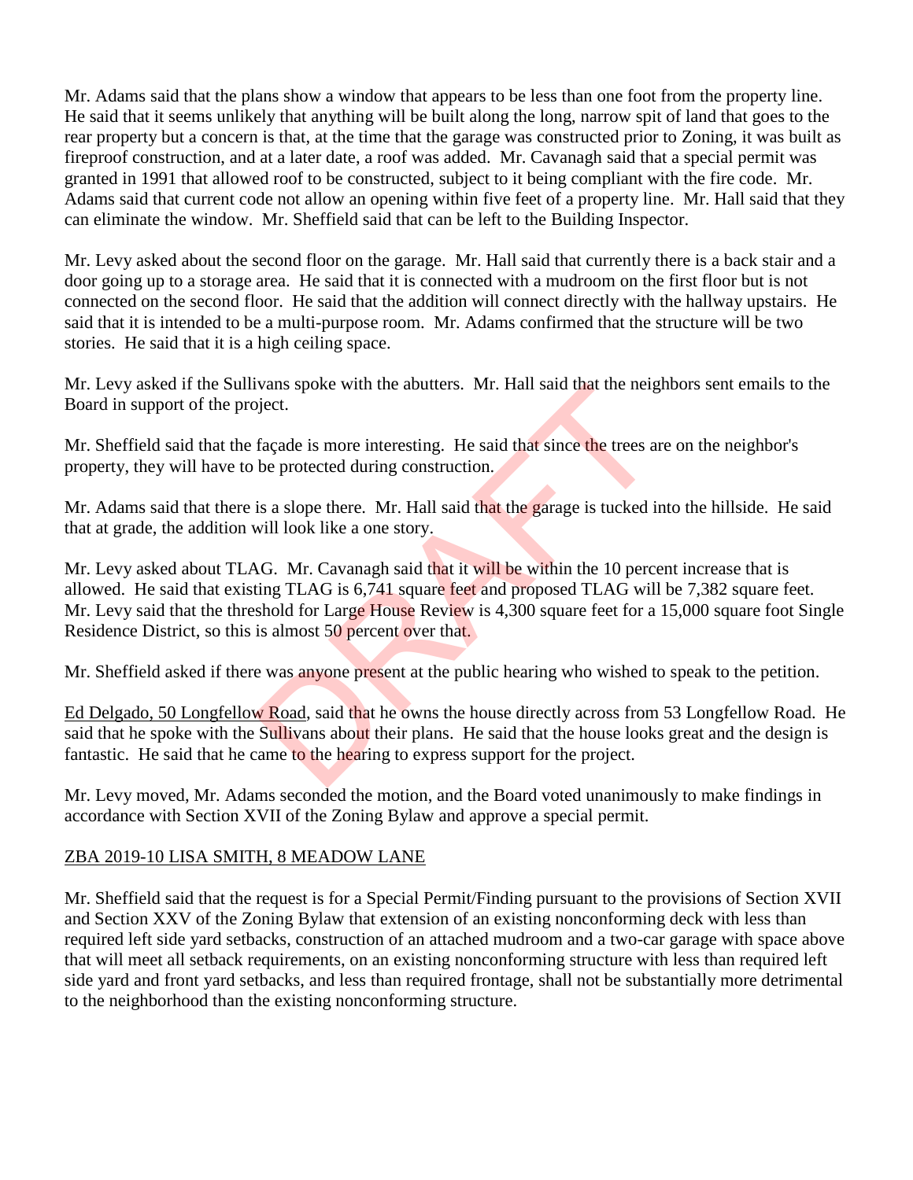Mr. Adams said that the plans show a window that appears to be less than one foot from the property line. He said that it seems unlikely that anything will be built along the long, narrow spit of land that goes to the rear property but a concern is that, at the time that the garage was constructed prior to Zoning, it was built as fireproof construction, and at a later date, a roof was added. Mr. Cavanagh said that a special permit was granted in 1991 that allowed roof to be constructed, subject to it being compliant with the fire code. Mr. Adams said that current code not allow an opening within five feet of a property line. Mr. Hall said that they can eliminate the window. Mr. Sheffield said that can be left to the Building Inspector.

Mr. Levy asked about the second floor on the garage. Mr. Hall said that currently there is a back stair and a door going up to a storage area. He said that it is connected with a mudroom on the first floor but is not connected on the second floor. He said that the addition will connect directly with the hallway upstairs. He said that it is intended to be a multi-purpose room. Mr. Adams confirmed that the structure will be two stories. He said that it is a high ceiling space.

Mr. Levy asked if the Sullivans spoke with the abutters. Mr. Hall said that the neighbors sent emails to the Board in support of the project.

Mr. Sheffield said that the façade is more interesting. He said that since the trees are on the neighbor's property, they will have to be protected during construction.

Mr. Adams said that there is a slope there. Mr. Hall said that the garage is tucked into the hillside. He said that at grade, the addition will look like a one story.

Mr. Levy asked about TLAG. Mr. Cavanagh said that it will be within the 10 percent increase that is allowed. He said that existing TLAG is 6,741 square feet and proposed TLAG will be 7,382 square feet. Mr. Levy said that the threshold for Large House Review is 4,300 square feet for a 15,000 square foot Single Residence District, so this is almost 50 percent over that.

Mr. Sheffield asked if there was anyone present at the public hearing who wished to speak to the petition.

Ed Delgado, 50 Longfellow Road, said that he owns the house directly across from 53 Longfellow Road. He said that he spoke with the Sullivans about their plans. He said that the house looks great and the design is fantastic. He said that he came to the hearing to express support for the project.

Mr. Levy moved, Mr. Adams seconded the motion, and the Board voted unanimously to make findings in accordance with Section XVII of the Zoning Bylaw and approve a special permit.

ZBA 2019-10 LISA SMITH, 8 MEADOW LANE

Mr. Sheffield said that the request is for a Special Permit/Finding pursuant to the provisions of Section XVII and Section XXV of the Zoning Bylaw that extension of an existing nonconforming deck with less than required left side yard setbacks, construction of an attached mudroom and a two-car garage with space above that will meet all setback requirements, on an existing nonconforming structure with less than required left side yard and front yard setbacks, and less than required frontage, shall not be substantially more detrimental to the neighborhood than the existing nonconforming structure.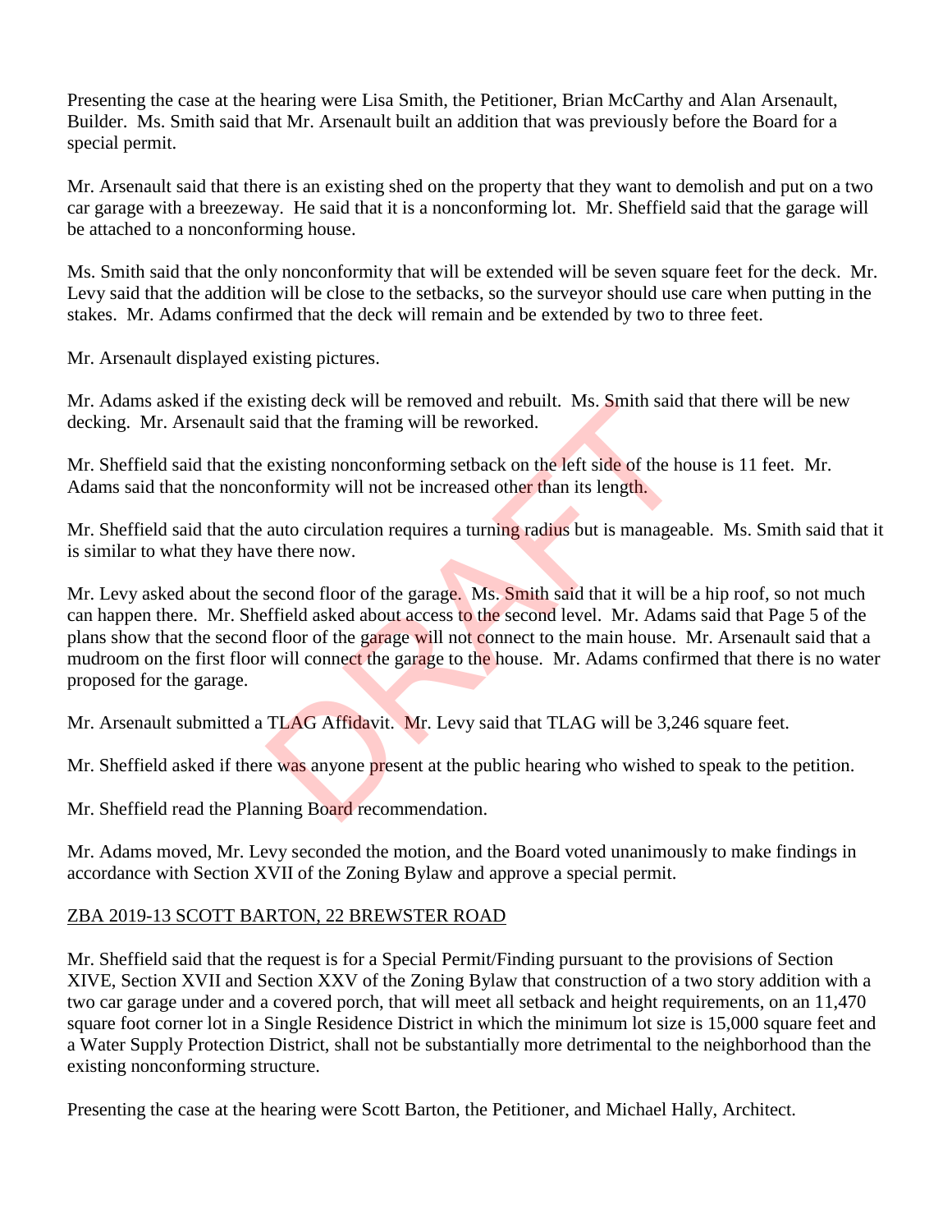Presenting the case at the hearing were Lisa Smith, the Petitioner, Brian McCarthy and Alan Arsenault, Builder. Ms. Smith said that Mr. Arsenault built an addition that was previously before the Board for a special permit.

Mr. Arsenault said that there is an existing shed on the property that they want to demolish and put on a two car garage with a breezeway. He said that it is a nonconforming lot. Mr. Sheffield said that the garage will be attached to a nonconforming house.

Ms. Smith said that the only nonconformity that will be extended will be seven square feet for the deck. Mr. Levy said that the addition will be close to the setbacks, so the surveyor should use care when putting in the stakes. Mr. Adams confirmed that the deck will remain and be extended by two to three feet.

Mr. Arsenault displayed existing pictures.

Mr. Adams asked if the existing deck will be removed and rebuilt. Ms. Smith said that there will be new decking. Mr. Arsenault said that the framing will be reworked.

Mr. Sheffield said that the existing nonconforming setback on the left side of the house is 11 feet. Mr. Adams said that the nonconformity will not be increased other than its length.

Mr. Sheffield said that the auto circulation requires a turning radius but is manageable. Ms. Smith said that it is similar to what they have there now.

Mr. Levy asked about the second floor of the garage. Ms. Smith said that it will be a hip roof, so not much can happen there. Mr. Sheffield asked about access to the second level. Mr. Adams said that Page 5 of the plans show that the second floor of the garage will not connect to the main house. Mr. Arsenault said that a mudroom on the first floor will connect the garage to the house. Mr. Adams confirmed that there is no water proposed for the garage.

Mr. Arsenault submitted a TLAG Affidavit. Mr. Levy said that TLAG will be 3,246 square feet.

Mr. Sheffield asked if there was anyone present at the public hearing who wished to speak to the petition.

Mr. Sheffield read the Planning Board recommendation.

Mr. Adams moved, Mr. Levy seconded the motion, and the Board voted unanimously to make findings in accordance with Section XVII of the Zoning Bylaw and approve a special permit.

## ZBA 2019-13 SCOTT BARTON, 22 BREWSTER ROAD

Mr. Sheffield said that the request is for a Special Permit/Finding pursuant to the provisions of Section XIVE, Section XVII and Section XXV of the Zoning Bylaw that construction of a two story addition with a two car garage under and a covered porch, that will meet all setback and height requirements, on an 11,470 square foot corner lot in a Single Residence District in which the minimum lot size is 15,000 square feet and a Water Supply Protection District, shall not be substantially more detrimental to the neighborhood than the existing nonconforming structure.

Presenting the case at the hearing were Scott Barton, the Petitioner, and Michael Hally, Architect.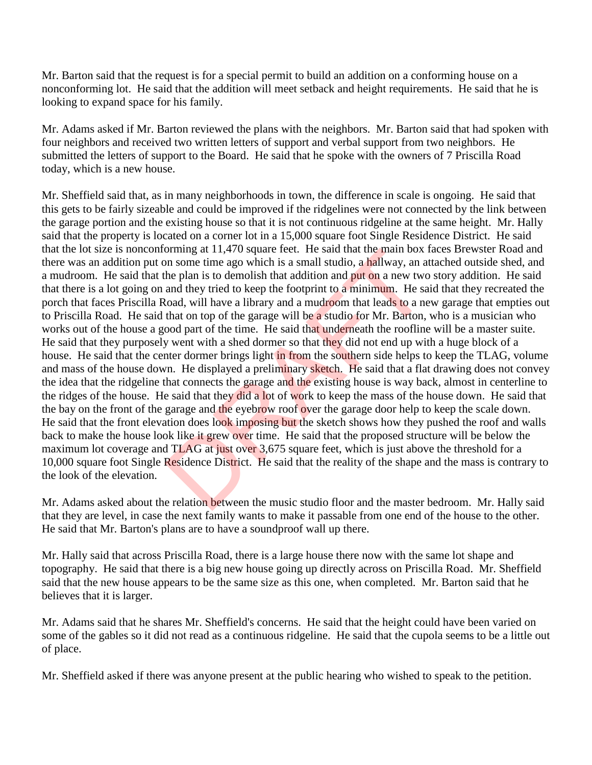Mr. Barton said that the request is for a special permit to build an addition on a conforming house on a nonconforming lot. He said that the addition will meet setback and height requirements. He said that he is looking to expand space for his family.

Mr. Adams asked if Mr. Barton reviewed the plans with the neighbors. Mr. Barton said that had spoken with four neighbors and received two written letters of support and verbal support from two neighbors. He submitted the letters of support to the Board. He said that he spoke with the owners of 7 Priscilla Road today, which is a new house.

Mr. Sheffield said that, as in many neighborhoods in town, the difference in scale is ongoing. He said that this gets to be fairly sizeable and could be improved if the ridgelines were not connected by the link between the garage portion and the existing house so that it is not continuous ridgeline at the same height. Mr. Hally said that the property is located on a corner lot in a 15,000 square foot Single Residence District. He said that the lot size is nonconforming at 11,470 square feet. He said that the main box faces Brewster Road and there was an addition put on some time ago which is a small studio, a hallway, an attached outside shed, and a mudroom. He said that the plan is to demolish that addition and put on a new two story addition. He said that there is a lot going on and they tried to keep the footprint to a minimum. He said they recreated the porch that faces Priscilla Road, will have a library and a mudroom that leads to a new garage that empties out to Priscilla Road. He said that on top of the garage will be a studio for Mr. Barton, who is a musician who works out of the house a good part of the time. He said that underneath the roofline will be a master suite. He said that they purposely went with a shed dormer so that they did not end up with a huge block of a house. He said that the center dormer brings light in from the southern side helps to keep the TLAG, volume and mass of the house down. He displayed a preliminary sketch. He said that a flat drawing does not convey the idea that the ridgeline that connects the garage and the existing house is way back, almost in centerline to the ridges of the house. He said that they did a lot of work to keep the mass of the house down. He said that the bay on the front of the garage and the eyebrow roof over the garage door help to keep the scale down. He said that the front elevation does look imposing but the sketch shows how they pushed the roof and walls back to make the house look like it grew over time. He said that the proposed structure will be below the maximum lot coverage and TLAG at just over 3,675 square feet, which is just above the threshold for a 10,000 square foot Single Residence District. He said that the reality of the shape and the mass is contrary to the look of the elevation.

Mr. Adams asked about the relation between the music studio floor and the master bedroom. Mr. Hally said that they are level, in case the next family wants to make it passable from one end of the house to the other. He said that Mr. Barton's plans are to have a soundproof wall up there.

Mr. Hally said that across Priscilla Road, there is a large house there now with the same lot shape and topography. He said that there is a big new house going up directly across on Priscilla Road. Mr. Sheffield said that the new house appears to be the same size as this one, when completed. Mr. Barton said that he believes that it is larger.

Mr. Adams said that he shares Mr. Sheffield's concerns. He said that the height could have been varied on some of the gables so it did not read as a continuous ridgeline. He said that the cupola seems to be a little out of place.

Mr. Sheffield asked if there was anyone present at the public hearing who wished to speak to the petition.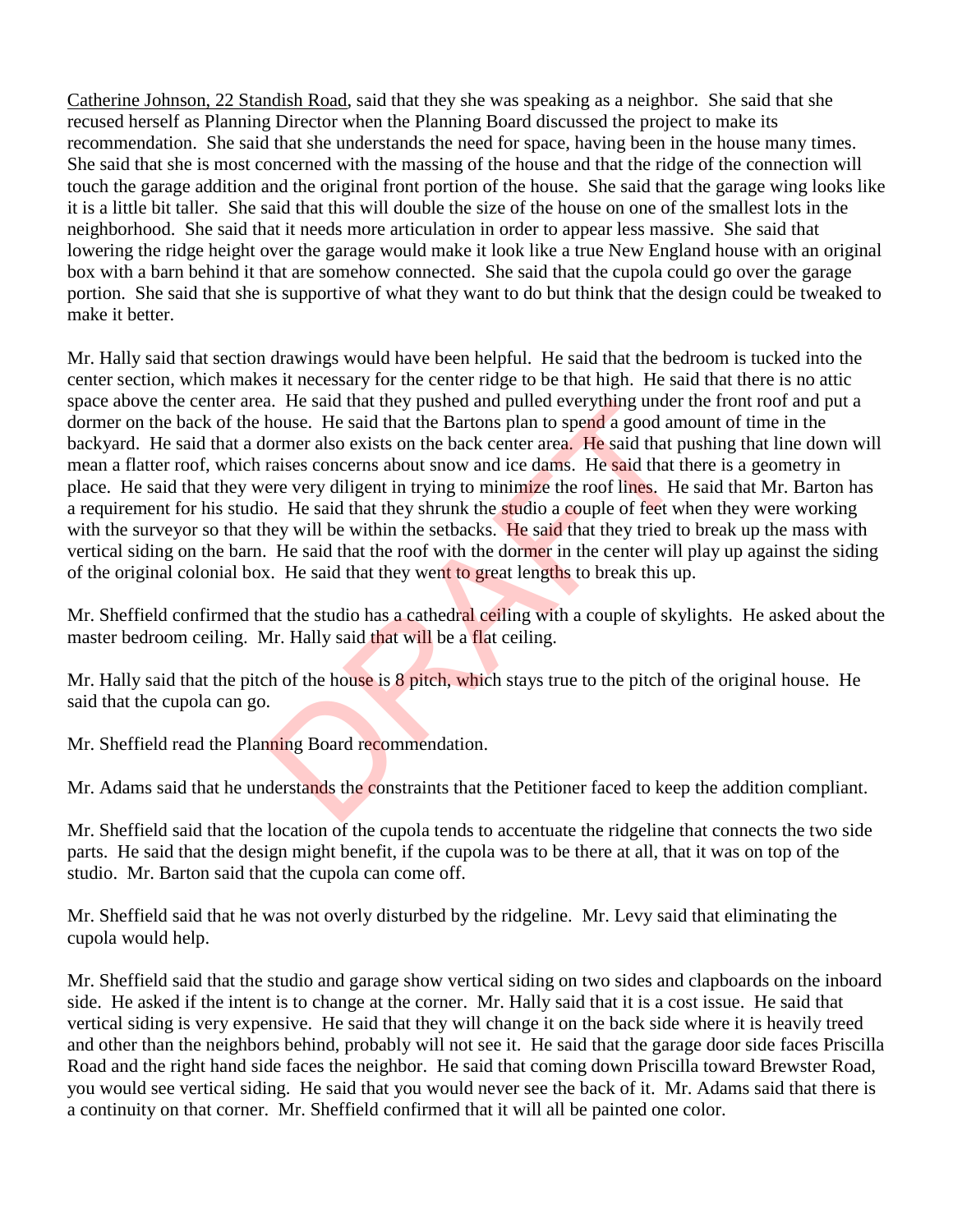Catherine Johnson, 22 Standish Road, said that they she was speaking as a neighbor. She said that she recused herself as Planning Director when the Planning Board discussed the project to make its recommendation. She said that she understands the need for space, having been in the house many times. She said that she is most concerned with the massing of the house and that the ridge of the connection will touch the garage addition and the original front portion of the house. She said that the garage wing looks like it is a little bit taller. She said that this will double the size of the house on one of the smallest lots in the neighborhood. She said that it needs more articulation in order to appear less massive. She said that lowering the ridge height over the garage would make it look like a true New England house with an original box with a barn behind it that are somehow connected. She said that the cupola could go over the garage portion. She said that she is supportive of what they want to do but think that the design could be tweaked to make it better.

Mr. Hally said that section drawings would have been helpful. He said that the bedroom is tucked into the center section, which makes it necessary for the center ridge to be that high. He said that there is no attic space above the center area. He said that they pushed and pulled everything under the front roof and put a dormer on the back of the house. He said that the Bartons plan to spend a good amount of time in the backyard. He said that a dormer also exists on the back center area. He said that pushing that line down will mean a flatter roof, which raises concerns about snow and ice dams. He said that there is a geometry in place. He said that they were very diligent in trying to minimize the roof lines. He said that Mr. Barton has a requirement for his studio. He said that they shrunk the studio a couple of feet when they were working with the surveyor so that they will be within the setbacks. He said that they tried to break up the mass with vertical siding on the barn. He said that the roof with the dormer in the center will play up against the siding of the original colonial box. He said that they went to great lengths to break this up.

Mr. Sheffield confirmed that the studio has a cathedral ceiling with a couple of skylights. He asked about the master bedroom ceiling. Mr. Hally said that will be a flat ceiling.

Mr. Hally said that the pitch of the house is 8 pitch, which stays true to the pitch of the original house. He said that the cupola can go.

Mr. Sheffield read the Planning Board recommendation.

Mr. Adams said that he understands the constraints that the Petitioner faced to keep the addition compliant.

Mr. Sheffield said that the location of the cupola tends to accentuate the ridgeline that connects the two side parts. He said that the design might benefit, if the cupola was to be there at all, that it was on top of the studio. Mr. Barton said that the cupola can come off.

Mr. Sheffield said that he was not overly disturbed by the ridgeline. Mr. Levy said that eliminating the cupola would help.

Mr. Sheffield said that the studio and garage show vertical siding on two sides and clapboards on the inboard side. He asked if the intent is to change at the corner. Mr. Hally said that it is a cost issue. He said that vertical siding is very expensive. He said that they will change it on the back side where it is heavily treed and other than the neighbors behind, probably will not see it. He said that the garage door side faces Priscilla Road and the right hand side faces the neighbor. He said that coming down Priscilla toward Brewster Road, you would see vertical siding. He said that you would never see the back of it. Mr. Adams said that there is a continuity on that corner. Mr. Sheffield confirmed that it will all be painted one color.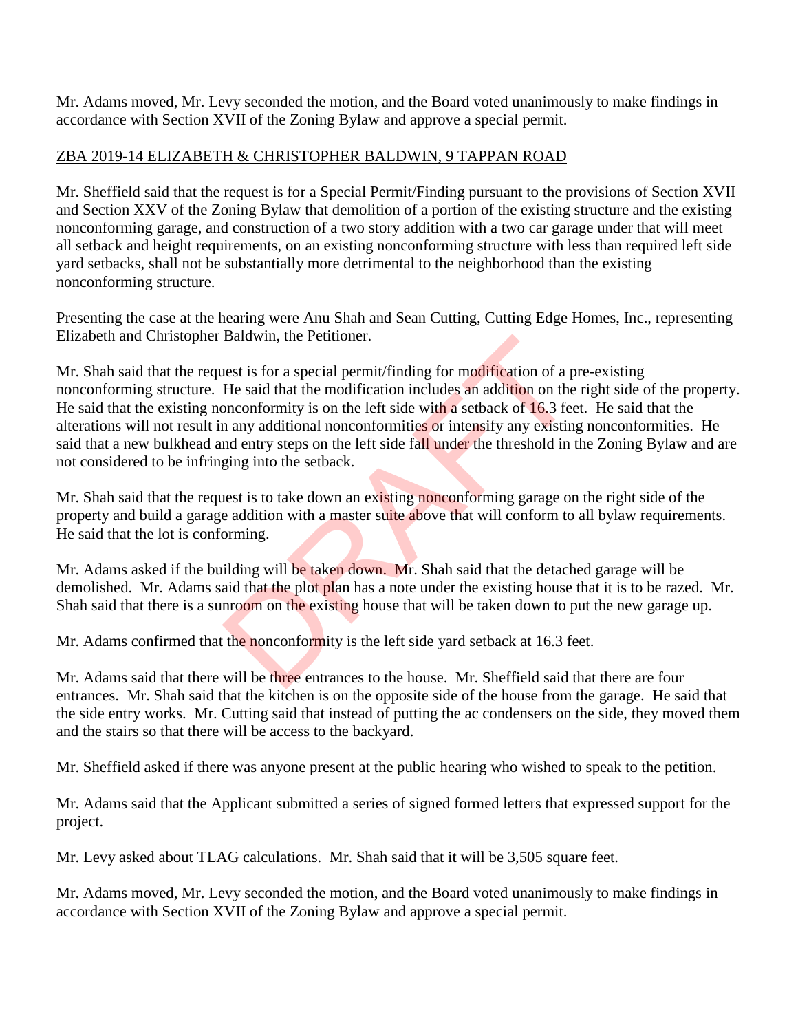Mr. Adams moved, Mr. Levy seconded the motion, and the Board voted unanimously to make findings in accordance with Section XVII of the Zoning Bylaw and approve a special permit.

ZBA 2019-14 ELIZABETH & CHRISTOPHER BALDWIN, 9 TAPPAN ROAD

Mr. Sheffield said that the request is for a Special Permit/Finding pursuant to the provisions of Section XVII and Section XXV of the Zoning Bylaw that demolition of a portion of the existing structure and the existing nonconforming garage, and construction of a two story addition with a two car garage under that will meet all setback and height requirements, on an existing nonconforming structure with less than required left side yard setbacks, shall not be substantially more detrimental to the neighborhood than the existing nonconforming structure.

Presenting the case at the hearing were Anu Shah and Sean Cutting, Cutting Edge Homes, Inc., representing Elizabeth and Christopher Baldwin, the Petitioner.

Mr. Shah said that the request is for a special permit/finding for modification of a pre-existing nonconforming structure. He said that the modification includes an addition on the right side of the property. He said that the existing nonconformity is on the left side with a setback of 16.3 feet. He said that the alterations will not result in any additional nonconformities or intensify any existing nonconformities. He said that a new bulkhead and entry steps on the left side fall under the threshold in the Zoning Bylaw and are not considered to be infringing into the setback.

Mr. Shah said that the request is to take down an existing nonconforming garage on the right side of the property and build a garage addition with a master suite above that will conform to all bylaw requirements. He said that the lot is conforming.

Mr. Adams asked if the building will be taken down. Mr. Shah said that the detached garage will be demolished. Mr. Adams said that the plot plan has a note under the existing house that it is to be razed. Mr. Shah said that there is a sunroom on the existing house that will be taken down to put the new garage up.

Mr. Adams confirmed that the nonconformity is the left side yard setback at 16.3 feet.

Mr. Adams said that there will be three entrances to the house. Mr. Sheffield said that there are four entrances. Mr. Shah said that the kitchen is on the opposite side of the house from the garage. He said that the side entry works. Mr. Cutting said that instead of putting the ac condensers on the side, they moved them and the stairs so that there will be access to the backyard.

Mr. Sheffield asked if there was anyone present at the public hearing who wished to speak to the petition.

Mr. Adams said that the Applicant submitted a series of signed formed letters that expressed support for the project.

Mr. Levy asked about TLAG calculations. Mr. Shah said that it will be 3,505 square feet.

Mr. Adams moved, Mr. Levy seconded the motion, and the Board voted unanimously to make findings in accordance with Section XVII of the Zoning Bylaw and approve a special permit.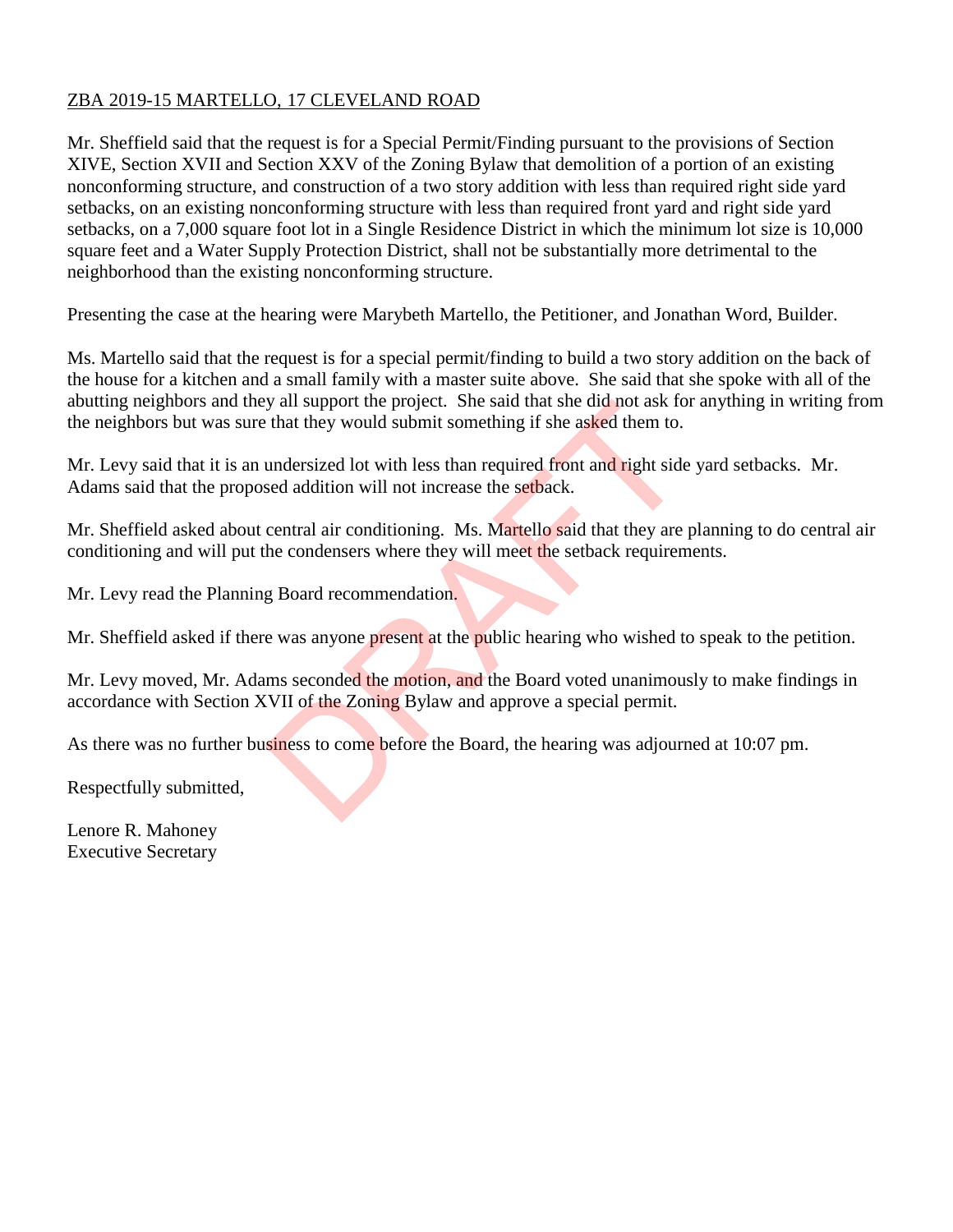ZBA 2019-15 MARTELLO, 17 CLEVELAND ROAD

Mr. Sheffield said that the request is for a Special Permit/Finding pursuant to the provisions of Section XIVE, Section XVII and Section XXV of the Zoning Bylaw that demolition of a portion of an existing nonconforming structure, and construction of a two story addition with less than required right side yard setbacks, on an existing nonconforming structure with less than required front yard and right side yard setbacks, on a 7,000 square foot lot in a Single Residence District in which the minimum lot size is 10,000 square feet and a Water Supply Protection District, shall not be substantially more detrimental to the neighborhood than the existing nonconforming structure.

Presenting the case at the hearing were Marybeth Martello, the Petitioner, and Jonathan Word, Builder.

Ms. Martello said that the request is for a special permit/finding to build a two story addition on the back of the house for a kitchen and a small family with a master suite above. She said that she spoke with all of the abutting neighbors and they all support the project. She said that she did not ask for anything in writing from the neighbors but was sure that they would submit something if she asked them to.

Mr. Levy said that it is an undersized lot with less than required front and right side yard setbacks. Mr. Adams said that the proposed addition will not increase the setback.

Mr. Sheffield asked about central air conditioning. Ms. Martello said that they are planning to do central air conditioning and will put the condensers where they will meet the setback requirements.

Mr. Levy read the Planning Board recommendation.

Mr. Sheffield asked if there was anyone present at the public hearing who wished to speak to the petition.

Mr. Levy moved, Mr. Adams seconded the motion, and the Board voted unanimously to make findings in accordance with Section XVII of the Zoning Bylaw and approve a special permit.

As there was no further business to come before the Board, the hearing was adjourned at 10:07 pm.

Respectfully submitted,

Lenore R. Mahoney
Executive Secretary